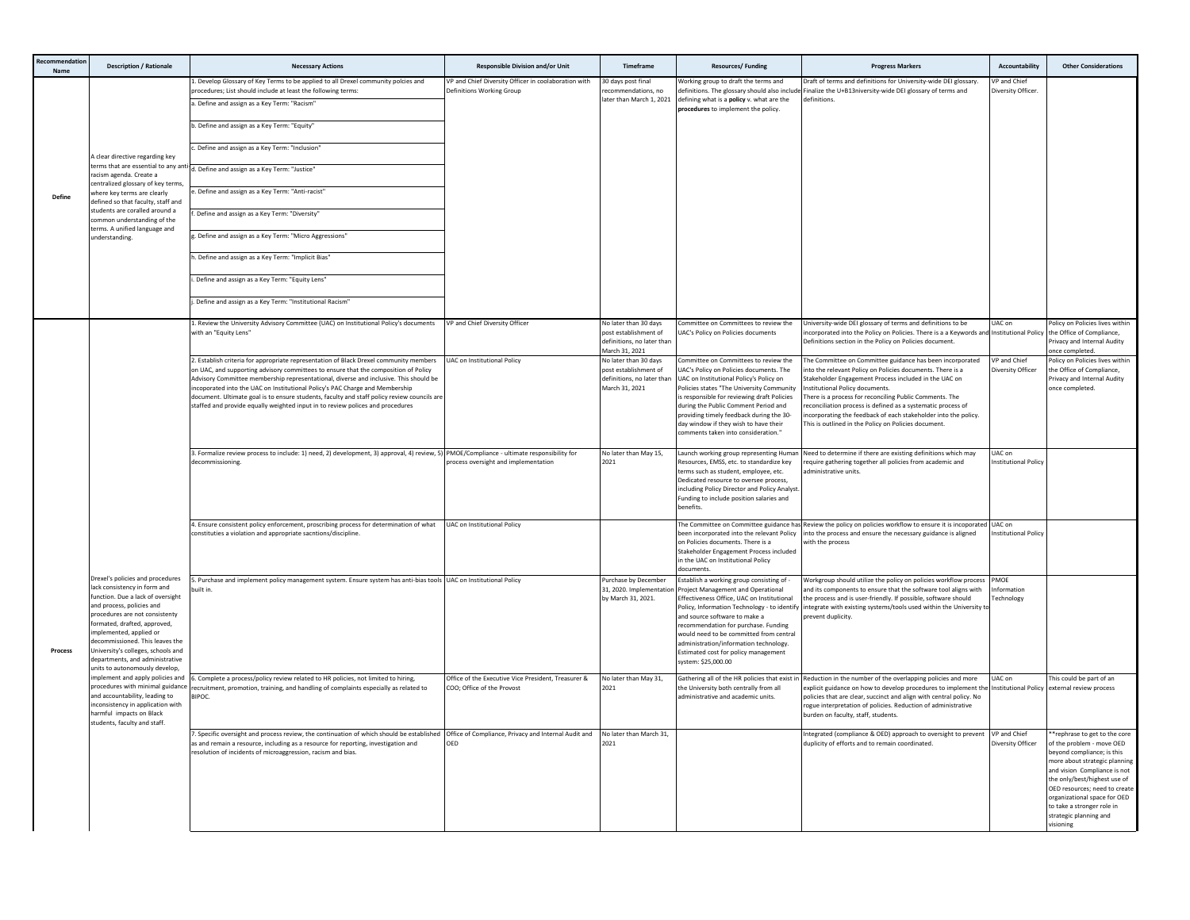| Recommendation Name | Description / Rationale | Necessary Actions | Responsible Division and/or Unit | Timeframe | Resources/ Funding | Progress Markers | Accountability | Other Considerations |
|---|---|---|---|---|---|---|---|---|
| Define | A clear directive regarding key terms that are essential to any anti-racism agenda. Create a centralized glossary of key terms, where key terms are clearly defined so that faculty, staff and students are corralled around a common understanding of the terms. A unified language and understanding. | 1. Develop Glossary of Key Terms to be applied to all Drexel community polcies and procedures; List should include at least the following terms: | VP and Chief Diversity Officer in coolaboration with Definitions Working Group | 30 days post final recommendations, no later than March 1, 2021 | Working group to draft the terms and definitions. The glossary should also include defining what is a **policy** v. what are the **procedures** to implement the policy. | Draft of terms and definitions for University-wide DEI glossary. Finalize the U+B13niversity-wide DEI glossary of terms and definitions. | VP and Chief Diversity Officer. | |
| | | a. Define and assign as a Key Term: "Racism" | | | | | | |
| | | b. Define and assign as a Key Term: "Equity" | | | | | | |
| | | c. Define and assign as a Key Term: "Inclusion" | | | | | | |
| | | d. Define and assign as a Key Term: "Justice" | | | | | | |
| | | e. Define and assign as a Key Term: "Anti-racist" | | | | | | |
| | | f. Define and assign as a Key Term: "Diversity" | | | | | | |
| | | g. Define and assign as a Key Term: "Micro Aggressions" | | | | | | |
| | | h. Define and assign as a Key Term: "Implicit Bias" | | | | | | |
| | | i. Define and assign as a Key Term: "Equity Lens" | | | | | | |
| | | j. Define and assign as a Key Term: "Institutional Racism" | | | | | | |
| Process | Drexel's policies and procedures lack consistency in form and function. Due a lack of oversight and process, policies and procedures are not consistenty formated, drafted, approved, implemented, applied or decommissioned. This leaves the University's colleges, schools and departments, and administrative units to autonomously develop, implement and apply policies and procedures with minimal guidance and accountability, leading to inconsistency in application with harmful impacts on Black students, faculty and staff. | 1. Review the University Advisory Committee (UAC) on Institutional Policy's documents with an "Equity Lens" | VP and Chief Diversity Officer | No later than 30 days post establishment of definitions, no later than March 31, 2021 | Committee on Committees to review the UAC's Policy on Policies documents | University-wide DEI glossary of terms and definitions to be incorporated into the Policy on Policies. There is a a Keywords and Definitions section in the Policy on Policies document. | UAC on Institutional Policy | Policy on Policies lives within the Office of Compliance, Privacy and Internal Audity once completed. |
| | | 2. Establish criteria for appropriate representation of Black Drexel community members on UAC, and supporting advisory committees to ensure that the composition of Policy Advisory Committee membership representational, diverse and inclusive. This should be incoporated into the UAC on Institutional Policy's PAC Charge and Membership document. Ultimate goal is to ensure students, faculty and staff policy review councils are staffed and provide equally weighted input in to review polices and procedures | UAC on Institutional Policy | No later than 30 days post establishment of definitions, no later than March 31, 2021 | Committee on Committees to review the UAC's Policy on Policies documents. The UAC on Institutional Policy's Policy on Policies states "The University Community is responsible for reviewing draft Policies during the Public Comment Period and providing timely feedback during the 30-day window if they wish to have their comments taken into consideration." | The Committee on Committee guidance has been incorporated into the relevant Policy on Policies documents. There is a Stakeholder Engagement Process included in the UAC on Institutional Policy documents. There is a process for reconciling Public Comments. The reconciliation process is defined as a systematic process of incorporating the feedback of each stakeholder into the policy. This is outlined in the Policy on Policies document. | VP and Chief Diversity Officer | Policy on Policies lives within the Office of Compliance, Privacy and Internal Audity once completed. |
| | | 3. Formalize review process to include: 1) need, 2) development, 3) approval, 4) review, 5) decommissioning. | PMOE/Compliance - ultimate responsibility for process oversight and implementation | No later than May 15, 2021 | Launch working group representing Human Resources, EMSS, etc. to standardize key terms such as student, employee, etc. Dedicated resource to oversee process, including Policy Director and Policy Analyst. Funding to include position salaries and benefits. | Need to determine if there are existing definitions which may require gathering together all policies from academic and administrative units. | UAC on Institutional Policy | |
| | | 4. Ensure consistent policy enforcement, proscribing process for determination of what constitutes a violation and appropriate sacntions/discipline. | UAC on Institutional Policy | | The Committee on Committee guidance has been incorporated into the relevant Policy on Policies documents. There is a Stakeholder Engagement Process included in the UAC on Institutional Policy documents. | Review the policy on policies workflow to ensure it is incorporated into the process and ensure the necessary guidance is aligned with the process | UAC on Institutional Policy | |
| | | 5. Purchase and implement policy management system. Ensure system has anti-bias tools built in. | UAC on Institutional Policy | Purchase by December 31, 2020. Implementation by March 31, 2021. | Establish a working group consisting of - Project Management and Operational Effectiveness Office, UAC on Institutional Policy, Information Technology - to identify and source software to make a recommendation for purchase. Funding would need to be committed from central administration/information technology. Estimated cost for policy management system: $25,000.00 | Workgroup should utilize the policy on policies workflow process and its components to ensure that the software tool aligns with the process and is user-friendly. If possible, software should integrate with existing systems/tools used within the University to prevent duplicity. | PMOE Information Technology | |
| | | 6. Complete a process/policy review related to HR policies, not limited to hiring, recruitment, promotion, training, and handling of complaints especially as related to BIPOC. | Office of the Executive Vice President, Treasurer & COO; Office of the Provost | No later than May 31, 2021 | Gathering all of the HR policies that exist in the University both centrally from all administrative and academic units. | Reduction in the number of the overlapping policies and more explicit guidance on how to develop procedures to implement the policies that are clear, succinct and align with central policy. No rogue interpretation of policies. Reduction of administrative burden on faculty, staff, students. | UAC on Institutional Policy | This could be part of an external review process |
| | | 7. Specific oversight and process review, the continuation of which should be established as and remain a resource, including as a resource for reporting, investigation and resolution of incidents of microaggression, racism and bias. | Office of Compliance, Privacy and Internal Audit and OED | No later than March 31, 2021 | | Integrated (compliance & OED) approach to oversight to prevent duplicity of efforts and to remain coordinated. | VP and Chief Diversity Officer | **rephrase to get to the core of the problem - move OED beyond compliance; is this more about strategic planning and vision Compliance is not the only/best/highest use of OED resources; need to create organizational space for OED to take a stronger role in strategic planning and visioning |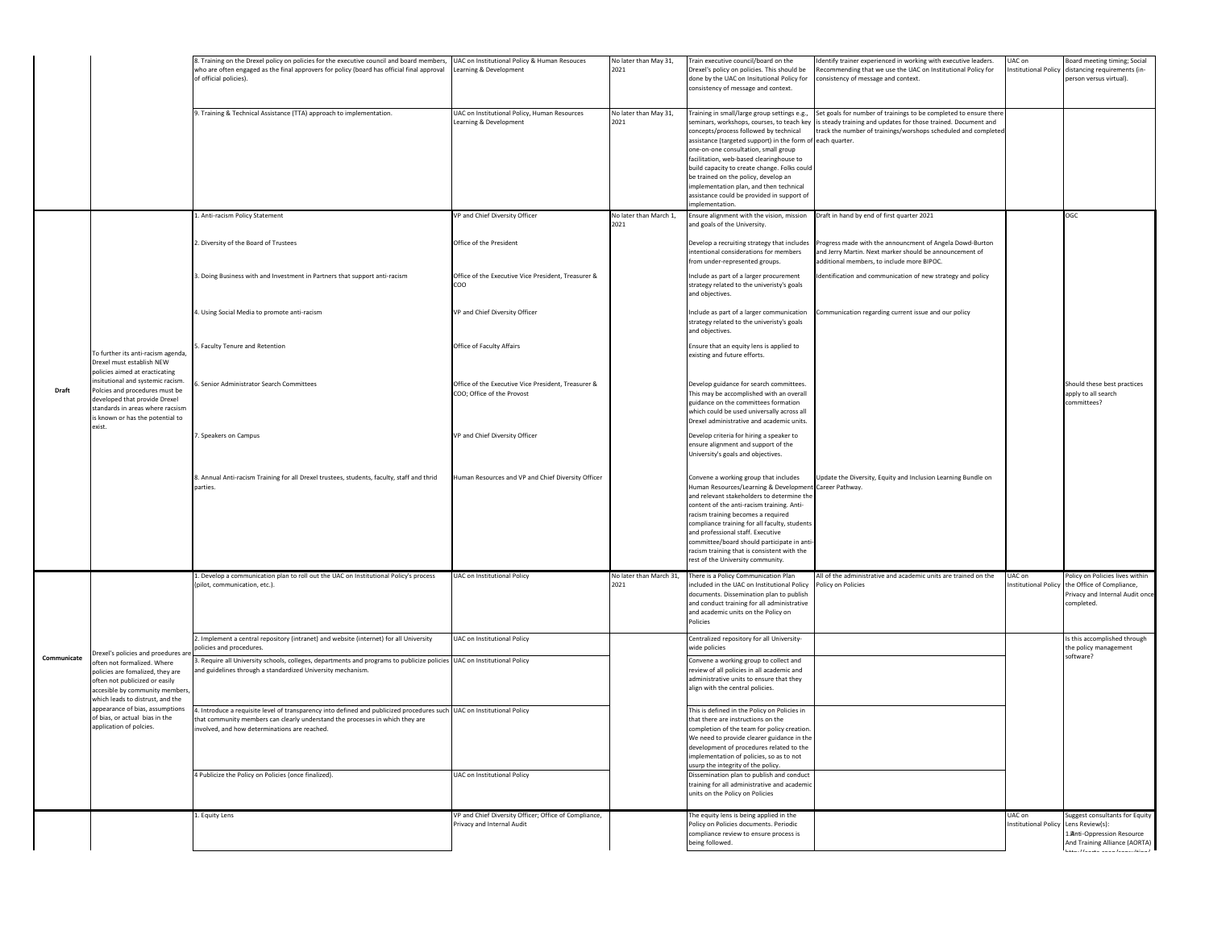| | | | | | | | | |
|---|---|---|---|---|---|---|---|---|
| | | 8. Training on the Drexel policy on policies for the executive council and board members, who are often engaged as the final approvers for policy (board has official final approval of official policies). | UAC on Institutional Policy & Human Resouces Learning & Development | No later than May 31, 2021 | Train executive council/board on the Drexel's policy on policies. This should be done by the UAC on Insitutional Policy for consistency of message and context. | Identify trainer experienced in working with executive leaders. Recommending that we use the UAC on Institutional Policy for consistency of message and context. | UAC on Institutional Policy | Board meeting timing; Social distancing requirements (in-person versus virtual). |
| | | 9. Training & Technical Assistance (TTA) approach to implementation. | UAC on Institutional Policy, Human Resources Learning & Development | No later than May 31, 2021 | Training in small/large group settings e.g., seminars, workshops, courses, to teach key concepts/process followed by technical assistance (targeted support) in the form of one-on-one consultation, small group facilitation, web-based clearinghouse to build capacity to create change. Folks could be trained on the policy, develop an implementation plan, and then technical assistance could be provided in support of implementation. | Set goals for number of trainings to be completed to ensure there is steady training and updates for those trained. Document and track the number of trainings/worshops scheduled and completed each quarter. | | |
| Draft | To further its anti-racism agenda, Drexel must establish NEW policies aimed at erracticating insitutional and systemic racism. Polcies and procedures must be developed that provide Drexel standards in areas where racsism is known or has the potential to exist. | 1. Anti-racism Policy Statement | VP and Chief Diversity Officer | No later than March 1, 2021 | Ensure alignment with the vision, mission and goals of the University. | Draft in hand by end of first quarter 2021 | | OGC |
| | | 2. Diversity of the Board of Trustees | Office of the President | | Develop a recruiting strategy that includes intentional considerations for members from under-represented groups. | Progress made with the announcment of Angela Dowd-Burton and Jerry Martin. Next marker should be announcement of additional members, to include more BIPOC. | | |
| | | 3. Doing Business with and Investment in Partners that support anti-racism | Office of the Executive Vice President, Treasurer & COO | | Include as part of a larger procurement strategy related to the univeristy's goals and objectives. | Identification and communication of new strategy and policy | | |
| | | 4. Using Social Media to promote anti-racism | VP and Chief Diversity Officer | | Include as part of a larger communication strategy related to the univeristy's goals and objectives. | Communication regarding current issue and our policy | | |
| | | 5. Faculty Tenure and Retention | Office of Faculty Affairs | | Ensure that an equity lens is applied to existing and future efforts. | | | |
| | | 6. Senior Administrator Search Committees | Office of the Executive Vice President, Treasurer & COO; Office of the Provost | | Develop guidance for search committees. This may be accomplished with an overall guidance on the committees formation which could be used universally across all Drexel administrative and academic units. | | | Should these best practices apply to all search committees? |
| | | 7. Speakers on Campus | VP and Chief Diversity Officer | | Develop criteria for hiring a speaker to ensure alignment and support of the University's goals and objectives. | | | |
| | | 8. Annual Anti-racism Training for all Drexel trustees, students, faculty, staff and thrid parties. | Human Resources and VP and Chief Diversity Officer | | Convene a working group that includes Human Resources/Learning & Development and relevant stakeholders to determine the content of the anti-racism training. Anti-racism training becomes a required compliance training for all faculty, students and professional staff. Executive committee/board should participate in anti-racism training that is consistent with the rest of the University community. | Update the Diversity, Equity and Inclusion Learning Bundle on Career Pathway. | | |
| Communicate | Drexel's policies and proedures are often not formalized. Where policies are fomalized, they are often not publicized or easily accesible by community members, which leads to distrust, and the appearance of bias, assumptions of bias, or actual bias in the application of polcies. | 1. Develop a communication plan to roll out the UAC on Institutional Policy's process (pilot, communication, etc.). | UAC on Institutional Policy | No later than March 31, 2021 | There is a Policy Communication Plan included in the UAC on Institutional Policy documents. Dissemination plan to publish and conduct training for all administrative and academic units on the Policy on Policies | All of the administrative and academic units are trained on the Policy on Policies | UAC on Institutional Policy | Policy on Policies lives within the Office of Compliance, Privacy and Internal Audit once completed. |
| | | 2. Implement a central repository (intranet) and website (internet) for all University policies and procedures. | UAC on Institutional Policy | | Centralized repository for all University-wide policies | | | Is this accomplished through the policy management software? |
| | | 3. Require all University schools, colleges, departments and programs to publicize policies and guidelines through a standardized University mechanism. | UAC on Institutional Policy | | Convene a working group to collect and review of all policies in all academic and administrative units to ensure that they align with the central policies. | | | |
| | | 4. Introduce a requisite level of transparency into defined and publicized procedures such that community members can clearly understand the processes in which they are involved, and how determinations are reached. | UAC on Institutional Policy | | This is defined in the Policy on Policies in that there are instructions on the completion of the team for policy creation. We need to provide clearer guidance in the development of procedures related to the implementation of policies, so as to not usurp the integrity of the policy. | | | |
| | | 4 Publicize the Policy on Policies (once finalized). | UAC on Institutional Policy | | Dissemination plan to publish and conduct training for all administrative and academic units on the Policy on Policies | | | |
| | | 1. Equity Lens | VP and Chief Diversity Officer; Office of Compliance, Privacy and Internal Audit | | The equity lens is being applied in the Policy on Policies documents. Periodic compliance review to ensure process is being followed. | | UAC on Institutional Policy | Suggest consultants for Equity Lens Review(s): 1. Anti-Oppression Resource And Training Alliance (AORTA) |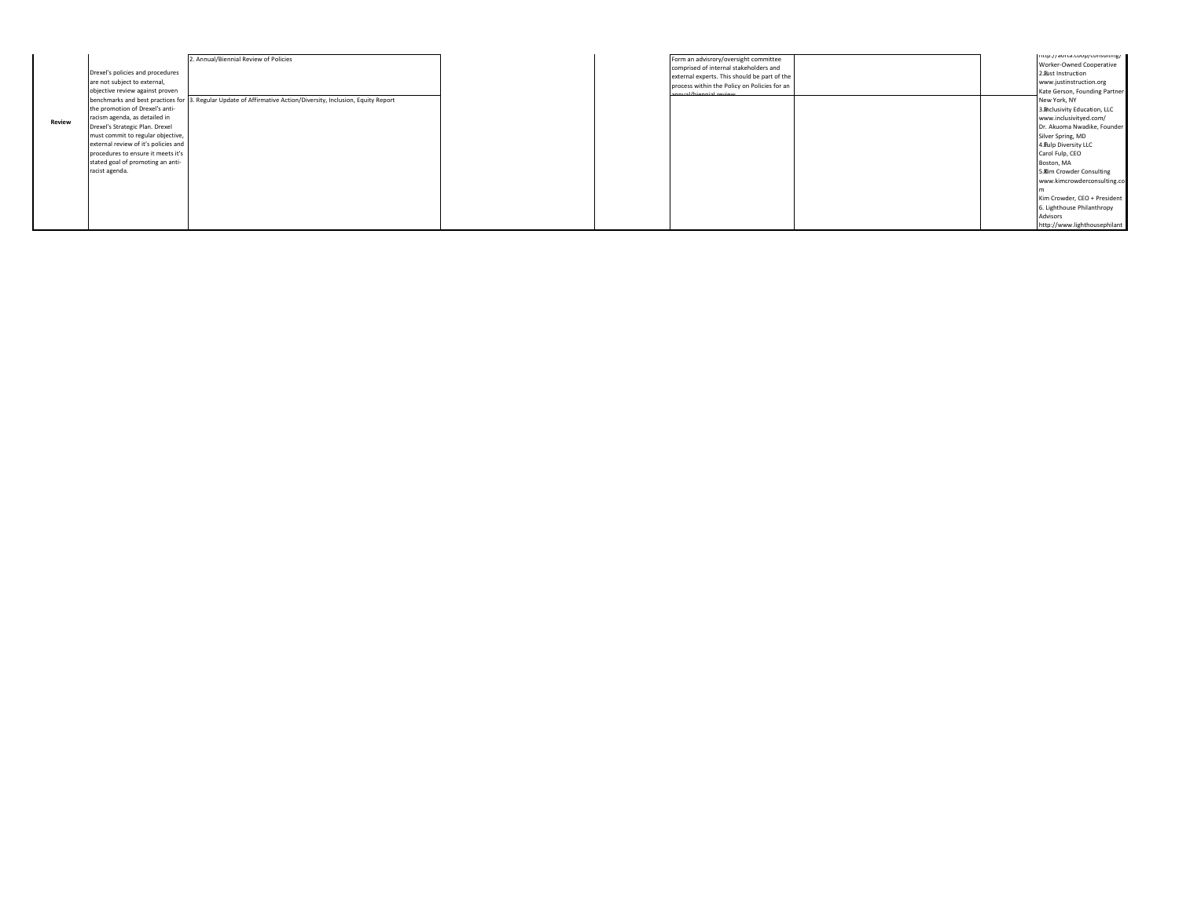| | | | | | | | | |
|---|---|---|---|---|---|---|---|---|
| **Review** | Drexel's policies and procedures are not subject to external, objective review against proven benchmarks and best practices for the promotion of Drexel's anti-racism agenda, as detailed in Drexel's Strategic Plan. Drexel must commit to regular objective, external review of it's policies and procedures to ensure it meets it's stated goal of promoting an anti-racist agenda. | 2. Annual/Biennial Review of Policies | | | Form an advisrory/oversight committee comprised of internal stakeholders and external experts. This should be part of the process within the Policy on Policies for an annual/biennial review. | | | http://aorta.coop/consulting/ Worker-Owned Cooperative 2. Just Instruction www.justinstruction.org Kate Gerson, Founding Partner New York, NY 3. Inclusivity Education, LLC www.inclusivityed.com/ Dr. Akuoma Nwadike, Founder Silver Spring, MD 4. Fulp Diversity LLC Carol Fulp, CEO Boston, MA 5. Kim Crowder Consulting www.kimcrowderconsulting.com Kim Crowder, CEO + President 6. Lighthouse Philanthropy Advisors http://www.lighthousephilant |
| | | 3. Regular Update of Affirmative Action/Diversity, Inclusion, Equity Report | | | | | | |